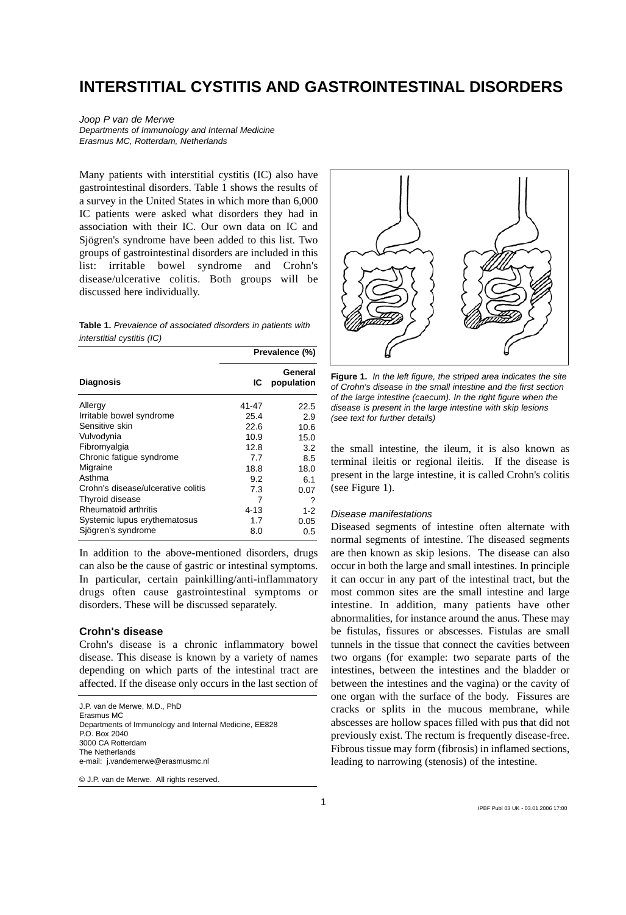# INTERSTITIAL CYSTITIS AND GASTROINTESTINAL DISORDERS

*Joop P van de Merwe*
*Departments of Immunology and Internal Medicine*
*Erasmus MC, Rotterdam, Netherlands*

Many patients with interstitial cystitis (IC) also have gastrointestinal disorders. Table 1 shows the results of a survey in the United States in which more than 6,000 IC patients were asked what disorders they had in association with their IC. Our own data on IC and Sjögren's syndrome have been added to this list. Two groups of gastrointestinal disorders are included in this list: irritable bowel syndrome and Crohn's disease/ulcerative colitis. Both groups will be discussed here individually.

**Table 1.** *Prevalence of associated disorders in patients with interstitial cystitis (IC)*

| | Prevalence (%) | |
|---|---|---|
| **Diagnosis** | **IC** | **General population** |
| Allergy | 41-47 | 22.5 |
| Irritable bowel syndrome | 25.4 | 2.9 |
| Sensitive skin | 22.6 | 10.6 |
| Vulvodynia | 10.9 | 15.0 |
| Fibromyalgia | 12.8 | 3.2 |
| Chronic fatigue syndrome | 7.7 | 8.5 |
| Migraine | 18.8 | 18.0 |
| Asthma | 9.2 | 6.1 |
| Crohn's disease/ulcerative colitis | 7.3 | 0.07 |
| Thyroid disease | 7 | ? |
| Rheumatoid arthritis | 4-13 | 1-2 |
| Systemic lupus erythematosus | 1.7 | 0.05 |
| Sjögren's syndrome | 8.0 | 0.5 |

In addition to the above-mentioned disorders, drugs can also be the cause of gastric or intestinal symptoms. In particular, certain painkilling/anti-inflammatory drugs often cause gastrointestinal symptoms or disorders. These will be discussed separately.

## Crohn's disease

Crohn's disease is a chronic inflammatory bowel disease. This disease is known by a variety of names depending on which parts of the intestinal tract are affected. If the disease only occurs in the last section of the small intestine, the ileum, it is also known as terminal ileitis or regional ileitis. If the disease is present in the large intestine, it is called Crohn's colitis (see Figure 1).

**Figure 1.** *In the left figure, the striped area indicates the site of Crohn's disease in the small intestine and the first section of the large intestine (caecum). In the right figure when the disease is present in the large intestine with skip lesions (see text for further details)*

### *Disease manifestations*

Diseased segments of intestine often alternate with normal segments of intestine. The diseased segments are then known as skip lesions. The disease can also occur in both the large and small intestines. In principle it can occur in any part of the intestinal tract, but the most common sites are the small intestine and large intestine. In addition, many patients have other abnormalities, for instance around the anus. These may be fistulas, fissures or abscesses. Fistulas are small tunnels in the tissue that connect the cavities between two organs (for example: two separate parts of the intestines, between the intestines and the bladder or between the intestines and the vagina) or the cavity of one organ with the surface of the body. Fissures are cracks or splits in the mucous membrane, while abscesses are hollow spaces filled with pus that did not previously exist. The rectum is frequently disease-free. Fibrous tissue may form (fibrosis) in inflamed sections, leading to narrowing (stenosis) of the intestine.

---

J.P. van de Merwe, M.D., PhD
Erasmus MC
Departments of Immunology and Internal Medicine, EE828
P.O. Box 2040
3000 CA Rotterdam
The Netherlands
e-mail: j.vandemerwe@erasmusmc.nl

© J.P. van de Merwe. All rights reserved.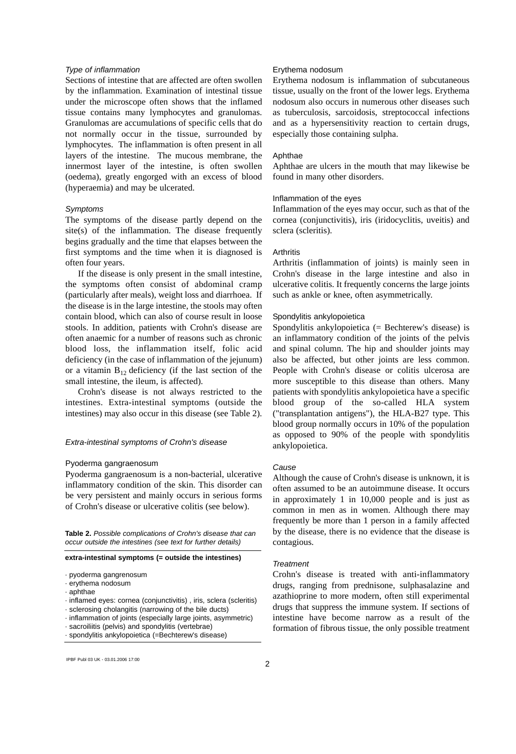### *Type of inflammation*

Sections of intestine that are affected are often swollen by the inflammation. Examination of intestinal tissue under the microscope often shows that the inflamed tissue contains many lymphocytes and granulomas. Granulomas are accumulations of specific cells that do not normally occur in the tissue, surrounded by lymphocytes. The inflammation is often present in all layers of the intestine. The mucous membrane, the innermost layer of the intestine, is often swollen (oedema), greatly engorged with an excess of blood (hyperaemia) and may be ulcerated.

### *Symptoms*

The symptoms of the disease partly depend on the site(s) of the inflammation. The disease frequently begins gradually and the time that elapses between the first symptoms and the time when it is diagnosed is often four years.

If the disease is only present in the small intestine, the symptoms often consist of abdominal cramp (particularly after meals), weight loss and diarrhoea. If the disease is in the large intestine, the stools may often contain blood, which can also of course result in loose stools. In addition, patients with Crohn's disease are often anaemic for a number of reasons such as chronic blood loss, the inflammation itself, folic acid deficiency (in the case of inflammation of the jejunum) or a vitamin $B_{12}$ deficiency (if the last section of the small intestine, the ileum, is affected).

Crohn's disease is not always restricted to the intestines. Extra-intestinal symptoms (outside the intestines) may also occur in this disease (see Table 2).

### *Extra-intestinal symptoms of Crohn's disease*

#### Pyoderma gangraenosum

Pyoderma gangraenosum is a non-bacterial, ulcerative inflammatory condition of the skin. This disorder can be very persistent and mainly occurs in serious forms of Crohn's disease or ulcerative colitis (see below).

**Table 2.** *Possible complications of Crohn's disease that can occur outside the intestines (see text for further details)*

| extra-intestinal symptoms (= outside the intestines) |
|---|
| · pyoderma gangrenosum |
| · erythema nodosum |
| · aphthae |
| · inflamed eyes: cornea (conjunctivitis) , iris, sclera (scleritis) |
| · sclerosing cholangitis (narrowing of the bile ducts) |
| · inflammation of joints (especially large joints, asymmetric) |
| · sacroiliitis (pelvis) and spondylitis (vertebrae) |
| · spondylitis ankylopoietica (=Bechterew's disease) |

#### Erythema nodosum

Erythema nodosum is inflammation of subcutaneous tissue, usually on the front of the lower legs. Erythema nodosum also occurs in numerous other diseases such as tuberculosis, sarcoidosis, streptococcal infections and as a hypersensitivity reaction to certain drugs, especially those containing sulpha.

#### Aphthae

Aphthae are ulcers in the mouth that may likewise be found in many other disorders.

#### Inflammation of the eyes

Inflammation of the eyes may occur, such as that of the cornea (conjunctivitis), iris (iridocyclitis, uveitis) and sclera (scleritis).

#### Arthritis

Arthritis (inflammation of joints) is mainly seen in Crohn's disease in the large intestine and also in ulcerative colitis. It frequently concerns the large joints such as ankle or knee, often asymmetrically.

#### Spondylitis ankylopoietica

Spondylitis ankylopoietica (= Bechterew's disease) is an inflammatory condition of the joints of the pelvis and spinal column. The hip and shoulder joints may also be affected, but other joints are less common. People with Crohn's disease or colitis ulcerosa are more susceptible to this disease than others. Many patients with spondylitis ankylopoietica have a specific blood group of the so-called HLA system ("transplantation antigens"), the HLA-B27 type. This blood group normally occurs in 10% of the population as opposed to 90% of the people with spondylitis ankylopoietica.

### *Cause*

Although the cause of Crohn's disease is unknown, it is often assumed to be an autoimmune disease. It occurs in approximately 1 in 10,000 people and is just as common in men as in women. Although there may frequently be more than 1 person in a family affected by the disease, there is no evidence that the disease is contagious.

### *Treatment*

Crohn's disease is treated with anti-inflammatory drugs, ranging from prednisone, sulphasalazine and azathioprine to more modern, often still experimental drugs that suppress the immune system. If sections of intestine have become narrow as a result of the formation of fibrous tissue, the only possible treatment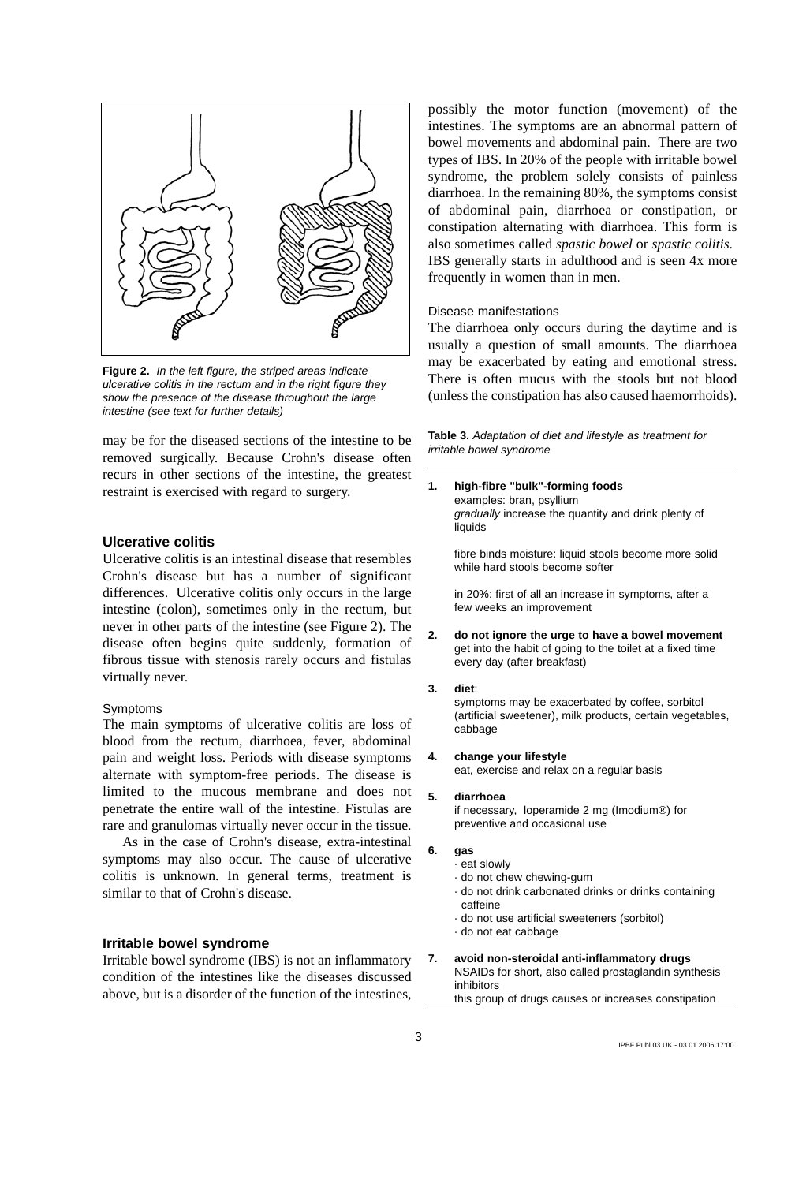**Figure 2.** *In the left figure, the striped areas indicate ulcerative colitis in the rectum and in the right figure they show the presence of the disease throughout the large intestine (see text for further details)*

may be for the diseased sections of the intestine to be removed surgically. Because Crohn's disease often recurs in other sections of the intestine, the greatest restraint is exercised with regard to surgery.

### Ulcerative colitis

Ulcerative colitis is an intestinal disease that resembles Crohn's disease but has a number of significant differences. Ulcerative colitis only occurs in the large intestine (colon), sometimes only in the rectum, but never in other parts of the intestine (see Figure 2). The disease often begins quite suddenly, formation of fibrous tissue with stenosis rarely occurs and fistulas virtually never.

#### Symptoms

The main symptoms of ulcerative colitis are loss of blood from the rectum, diarrhoea, fever, abdominal pain and weight loss. Periods with disease symptoms alternate with symptom-free periods. The disease is limited to the mucous membrane and does not penetrate the entire wall of the intestine. Fistulas are rare and granulomas virtually never occur in the tissue.

As in the case of Crohn's disease, extra-intestinal symptoms may also occur. The cause of ulcerative colitis is unknown. In general terms, treatment is similar to that of Crohn's disease.

### Irritable bowel syndrome

Irritable bowel syndrome (IBS) is not an inflammatory condition of the intestines like the diseases discussed above, but is a disorder of the function of the intestines, possibly the motor function (movement) of the intestines. The symptoms are an abnormal pattern of bowel movements and abdominal pain. There are two types of IBS. In 20% of the people with irritable bowel syndrome, the problem solely consists of painless diarrhoea. In the remaining 80%, the symptoms consist of abdominal pain, diarrhoea or constipation, or constipation alternating with diarrhoea. This form is also sometimes called *spastic bowel* or *spastic colitis*. IBS generally starts in adulthood and is seen 4x more frequently in women than in men.

#### Disease manifestations

The diarrhoea only occurs during the daytime and is usually a question of small amounts. The diarrhoea may be exacerbated by eating and emotional stress. There is often mucus with the stools but not blood (unless the constipation has also caused haemorrhoids).

**Table 3.** *Adaptation of diet and lifestyle as treatment for irritable bowel syndrome*

1. **high-fibre "bulk"-forming foods**
   examples: bran, psyllium
   *gradually* increase the quantity and drink plenty of liquids

   fibre binds moisture: liquid stools become more solid while hard stools become softer

   in 20%: first of all an increase in symptoms, after a few weeks an improvement

2. **do not ignore the urge to have a bowel movement**
   get into the habit of going to the toilet at a fixed time every day (after breakfast)

3. **diet**:
   symptoms may be exacerbated by coffee, sorbitol (artificial sweetener), milk products, certain vegetables, cabbage

4. **change your lifestyle**
   eat, exercise and relax on a regular basis

5. **diarrhoea**
   if necessary, loperamide 2 mg (Imodium®) for preventive and occasional use

6. **gas**
   - eat slowly
   - do not chew chewing-gum
   - do not drink carbonated drinks or drinks containing caffeine
   - do not use artificial sweeteners (sorbitol)
   - do not eat cabbage

7. **avoid non-steroidal anti-inflammatory drugs**
   NSAIDs for short, also called prostaglandin synthesis inhibitors
   this group of drugs causes or increases constipation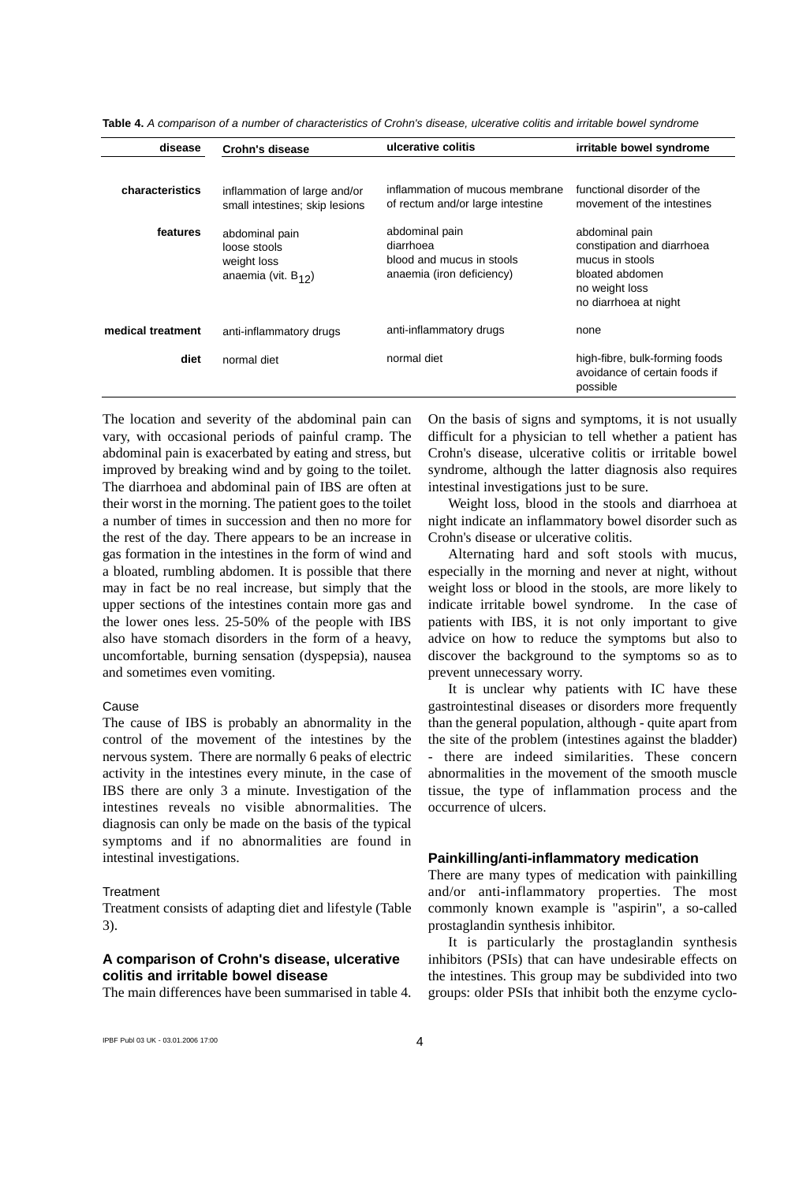**Table 4.** *A comparison of a number of characteristics of Crohn's disease, ulcerative colitis and irritable bowel syndrome*

| disease | Crohn's disease | ulcerative colitis | irritable bowel syndrome |
|---|---|---|---|
| characteristics | inflammation of large and/or small intestines; skip lesions | inflammation of mucous membrane of rectum and/or large intestine | functional disorder of the movement of the intestines |
| features | abdominal pain<br>loose stools<br>weight loss<br>anaemia (vit. $B_{12}$) | abdominal pain<br>diarrhoea<br>blood and mucus in stools<br>anaemia (iron deficiency) | abdominal pain<br>constipation and diarrhoea<br>mucus in stools<br>bloated abdomen<br>no weight loss<br>no diarrhoea at night |
| medical treatment | anti-inflammatory drugs | anti-inflammatory drugs | none |
| diet | normal diet | normal diet | high-fibre, bulk-forming foods<br>avoidance of certain foods if possible |

The location and severity of the abdominal pain can vary, with occasional periods of painful cramp. The abdominal pain is exacerbated by eating and stress, but improved by breaking wind and by going to the toilet. The diarrhoea and abdominal pain of IBS are often at their worst in the morning. The patient goes to the toilet a number of times in succession and then no more for the rest of the day. There appears to be an increase in gas formation in the intestines in the form of wind and a bloated, rumbling abdomen. It is possible that there may in fact be no real increase, but simply that the upper sections of the intestines contain more gas and the lower ones less. 25-50% of the people with IBS also have stomach disorders in the form of a heavy, uncomfortable, burning sensation (dyspepsia), nausea and sometimes even vomiting.

#### Cause

The cause of IBS is probably an abnormality in the control of the movement of the intestines by the nervous system. There are normally 6 peaks of electric activity in the intestines every minute, in the case of IBS there are only 3 a minute. Investigation of the intestines reveals no visible abnormalities. The diagnosis can only be made on the basis of the typical symptoms and if no abnormalities are found in intestinal investigations.

#### Treatment

Treatment consists of adapting diet and lifestyle (Table 3).

### A comparison of Crohn's disease, ulcerative colitis and irritable bowel disease

The main differences have been summarised in table 4. On the basis of signs and symptoms, it is not usually difficult for a physician to tell whether a patient has Crohn's disease, ulcerative colitis or irritable bowel syndrome, although the latter diagnosis also requires intestinal investigations just to be sure.

Weight loss, blood in the stools and diarrhoea at night indicate an inflammatory bowel disorder such as Crohn's disease or ulcerative colitis.

Alternating hard and soft stools with mucus, especially in the morning and never at night, without weight loss or blood in the stools, are more likely to indicate irritable bowel syndrome. In the case of patients with IBS, it is not only important to give advice on how to reduce the symptoms but also to discover the background to the symptoms so as to prevent unnecessary worry.

It is unclear why patients with IC have these gastrointestinal diseases or disorders more frequently than the general population, although - quite apart from the site of the problem (intestines against the bladder) - there are indeed similarities. These concern abnormalities in the movement of the smooth muscle tissue, the type of inflammation process and the occurrence of ulcers.

### Painkilling/anti-inflammatory medication

There are many types of medication with painkilling and/or anti-inflammatory properties. The most commonly known example is "aspirin", a so-called prostaglandin synthesis inhibitor.

It is particularly the prostaglandin synthesis inhibitors (PSIs) that can have undesirable effects on the intestines. This group may be subdivided into two groups: older PSIs that inhibit both the enzyme cyclo-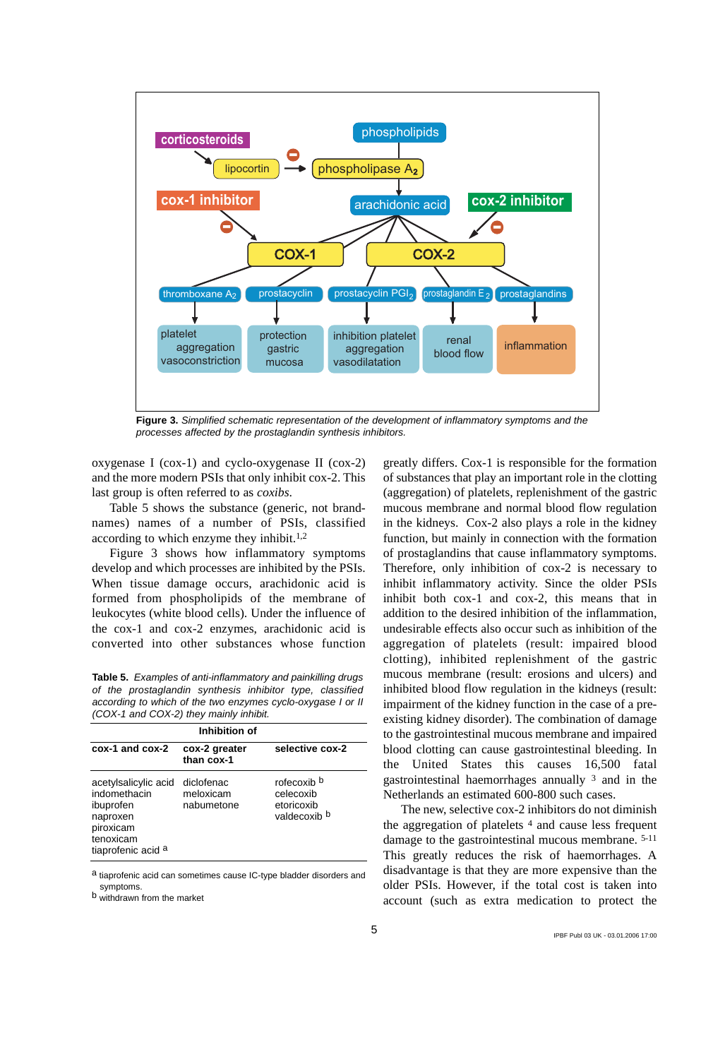**Figure 3.** *Simplified schematic representation of the development of inflammatory symptoms and the processes affected by the prostaglandin synthesis inhibitors.*

oxygenase I (cox-1) and cyclo-oxygenase II (cox-2) and the more modern PSIs that only inhibit cox-2. This last group is often referred to as *coxibs*.

Table 5 shows the substance (generic, not brand-names) names of a number of PSIs, classified according to which enzyme they inhibit.[1,2]

Figure 3 shows how inflammatory symptoms develop and which processes are inhibited by the PSIs. When tissue damage occurs, arachidonic acid is formed from phospholipids of the membrane of leukocytes (white blood cells). Under the influence of the cox-1 and cox-2 enzymes, arachidonic acid is converted into other substances whose function greatly differs. Cox-1 is responsible for the formation of substances that play an important role in the clotting (aggregation) of platelets, replenishment of the gastric mucous membrane and normal blood flow regulation in the kidneys. Cox-2 also plays a role in the kidney function, but mainly in connection with the formation of prostaglandins that cause inflammatory symptoms. Therefore, only inhibition of cox-2 is necessary to inhibit inflammatory activity. Since the older PSIs inhibit both cox-1 and cox-2, this means that in addition to the desired inhibition of the inflammation, undesirable effects also occur such as inhibition of the aggregation of platelets (result: impaired blood clotting), inhibited replenishment of the gastric mucous membrane (result: erosions and ulcers) and inhibited blood flow regulation in the kidneys (result: impairment of the kidney function in the case of a pre-existing kidney disorder). The combination of damage to the gastrointestinal mucous membrane and impaired blood clotting can cause gastrointestinal bleeding. In the United States this causes 16,500 fatal gastrointestinal haemorrhages annually [3] and in the Netherlands an estimated 600-800 such cases.

The new, selective cox-2 inhibitors do not diminish the aggregation of platelets [4] and cause less frequent damage to the gastrointestinal mucous membrane. [5-11] This greatly reduces the risk of haemorrhages. A disadvantage is that they are more expensive than the older PSIs. However, if the total cost is taken into account (such as extra medication to protect the

**Table 5.** *Examples of anti-inflammatory and painkilling drugs of the prostaglandin synthesis inhibitor type, classified according to which of the two enzymes cyclo-oxygase I or II (COX-1 and COX-2) they mainly inhibit.*

| Inhibition of | | |
|---|---|---|
| **cox-1 and cox-2** | **cox-2 greater than cox-1** | **selective cox-2** |
| acetylsalicylic acid<br>indomethacin<br>ibuprofen<br>naproxen<br>piroxicam<br>tenoxicam<br>tiaprofenic acid [a] | diclofenac<br>meloxicam<br>nabumetone | rofecoxib [b]<br>celecoxib<br>etoricoxib<br>valdecoxib [b] |

[a] tiaprofenic acid can sometimes cause IC-type bladder disorders and symptoms.
[b] withdrawn from the market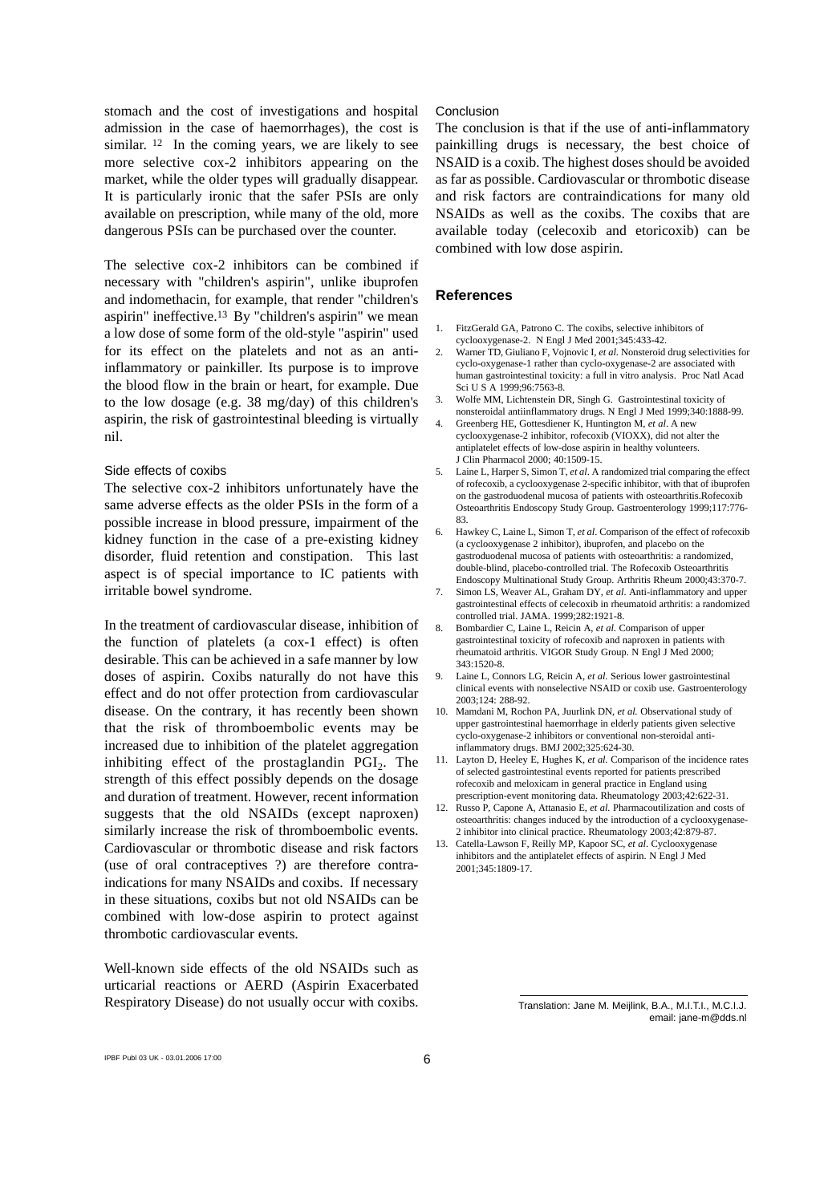stomach and the cost of investigations and hospital admission in the case of haemorrhages), the cost is similar. [12] In the coming years, we are likely to see more selective cox-2 inhibitors appearing on the market, while the older types will gradually disappear. It is particularly ironic that the safer PSIs are only available on prescription, while many of the old, more dangerous PSIs can be purchased over the counter.

The selective cox-2 inhibitors can be combined if necessary with "children's aspirin", unlike ibuprofen and indomethacin, for example, that render "children's aspirin" ineffective.[13] By "children's aspirin" we mean a low dose of some form of the old-style "aspirin" used for its effect on the platelets and not as an anti-inflammatory or painkiller. Its purpose is to improve the blood flow in the brain or heart, for example. Due to the low dosage (e.g. 38 mg/day) of this children's aspirin, the risk of gastrointestinal bleeding is virtually nil.

### Side effects of coxibs

The selective cox-2 inhibitors unfortunately have the same adverse effects as the older PSIs in the form of a possible increase in blood pressure, impairment of the kidney function in the case of a pre-existing kidney disorder, fluid retention and constipation. This last aspect is of special importance to IC patients with irritable bowel syndrome.

In the treatment of cardiovascular disease, inhibition of the function of platelets (a cox-1 effect) is often desirable. This can be achieved in a safe manner by low doses of aspirin. Coxibs naturally do not have this effect and do not offer protection from cardiovascular disease. On the contrary, it has recently been shown that the risk of thromboembolic events may be increased due to inhibition of the platelet aggregation inhibiting effect of the prostaglandin $PGI_2$. The strength of this effect possibly depends on the dosage and duration of treatment. However, recent information suggests that the old NSAIDs (except naproxen) similarly increase the risk of thromboembolic events. Cardiovascular or thrombotic disease and risk factors (use of oral contraceptives ?) are therefore contra-indications for many NSAIDs and coxibs. If necessary in these situations, coxibs but not old NSAIDs can be combined with low-dose aspirin to protect against thrombotic cardiovascular events.

Well-known side effects of the old NSAIDs such as urticarial reactions or AERD (Aspirin Exacerbated Respiratory Disease) do not usually occur with coxibs.

### Conclusion

The conclusion is that if the use of anti-inflammatory painkilling drugs is necessary, the best choice of NSAID is a coxib. The highest doses should be avoided as far as possible. Cardiovascular or thrombotic disease and risk factors are contraindications for many old NSAIDs as well as the coxibs. The coxibs that are available today (celecoxib and etoricoxib) can be combined with low dose aspirin.

## References

1. FitzGerald GA, Patrono C. The coxibs, selective inhibitors of cyclooxygenase-2. N Engl J Med 2001;345:433-42.
2. Warner TD, Giuliano F, Vojnovic I, *et al.* Nonsteroid drug selectivities for cyclo-oxygenase-1 rather than cyclo-oxygenase-2 are associated with human gastrointestinal toxicity: a full in vitro analysis. Proc Natl Acad Sci U S A 1999;96:7563-8.
3. Wolfe MM, Lichtenstein DR, Singh G. Gastrointestinal toxicity of nonsteroidal antiinflammatory drugs. N Engl J Med 1999;340:1888-99.
4. Greenberg HE, Gottesdiener K, Huntington M, *et al.* A new cyclooxygenase-2 inhibitor, rofecoxib (VIOXX), did not alter the antiplatelet effects of low-dose aspirin in healthy volunteers. J Clin Pharmacol 2000; 40:1509-15.
5. Laine L, Harper S, Simon T, *et al.* A randomized trial comparing the effect of rofecoxib, a cyclooxygenase 2-specific inhibitor, with that of ibuprofen on the gastroduodenal mucosa of patients with osteoarthritis.Rofecoxib Osteoarthritis Endoscopy Study Group. Gastroenterology 1999;117:776-83.
6. Hawkey C, Laine L, Simon T, *et al.* Comparison of the effect of rofecoxib (a cyclooxygenase 2 inhibitor), ibuprofen, and placebo on the gastroduodenal mucosa of patients with osteoarthritis: a randomized, double-blind, placebo-controlled trial. The Rofecoxib Osteoarthritis Endoscopy Multinational Study Group. Arthritis Rheum 2000;43:370-7.
7. Simon LS, Weaver AL, Graham DY, *et al.* Anti-inflammatory and upper gastrointestinal effects of celecoxib in rheumatoid arthritis: a randomized controlled trial. JAMA. 1999;282:1921-8.
8. Bombardier C, Laine L, Reicin A, *et al.* Comparison of upper gastrointestinal toxicity of rofecoxib and naproxen in patients with rheumatoid arthritis. VIGOR Study Group. N Engl J Med 2000; 343:1520-8.
9. Laine L, Connors LG, Reicin A, *et al.* Serious lower gastrointestinal clinical events with nonselective NSAID or coxib use. Gastroenterology 2003;124: 288-92.
10. Mamdani M, Rochon PA, Juurlink DN, *et al.* Observational study of upper gastrointestinal haemorrhage in elderly patients given selective cyclo-oxygenase-2 inhibitors or conventional non-steroidal anti-inflammatory drugs. BMJ 2002;325:624-30.
11. Layton D, Heeley E, Hughes K, *et al.* Comparison of the incidence rates of selected gastrointestinal events reported for patients prescribed rofecoxib and meloxicam in general practice in England using prescription-event monitoring data. Rheumatology 2003;42:622-31.
12. Russo P, Capone A, Attanasio E, *et al.* Pharmacoutilization and costs of osteoarthritis: changes induced by the introduction of a cyclooxygenase-2 inhibitor into clinical practice. Rheumatology 2003;42:879-87.
13. Catella-Lawson F, Reilly MP, Kapoor SC, *et al.* Cyclooxygenase inhibitors and the antiplatelet effects of aspirin. N Engl J Med 2001;345:1809-17.

Translation: Jane M. Meijlink, B.A., M.I.T.I., M.C.I.J.
email: jane-m@dds.nl